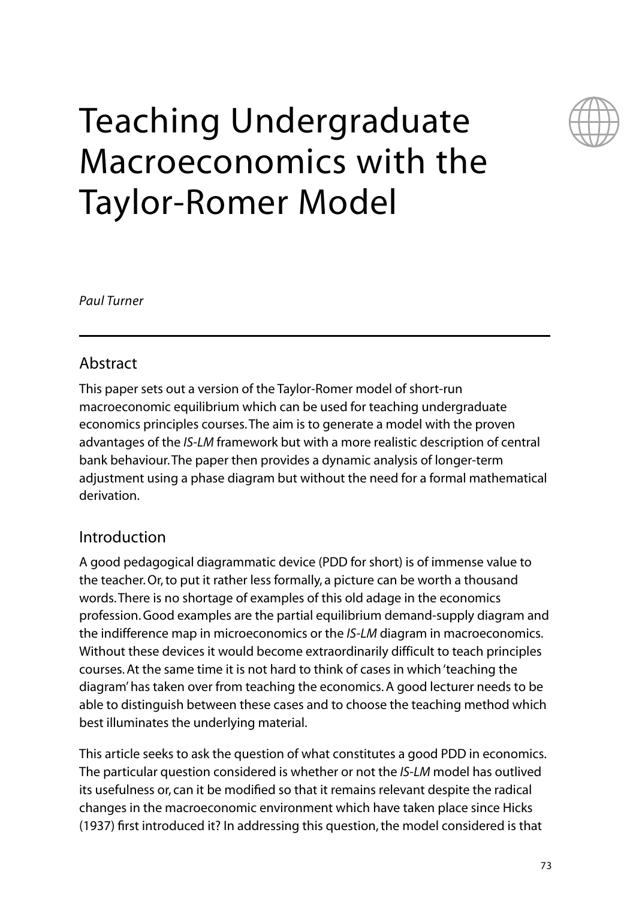# Teaching Undergraduate Macroeconomics with the Taylor-Romer Model

*Paul Turner*

## Abstract

This paper sets out a version of the Taylor-Romer model of short-run macroeconomic equilibrium which can be used for teaching undergraduate economics principles courses. The aim is to generate a model with the proven advantages of the *IS-LM* framework but with a more realistic description of central bank behaviour. The paper then provides a dynamic analysis of longer-term adjustment using a phase diagram but without the need for a formal mathematical derivation.

## Introduction

A good pedagogical diagrammatic device (PDD for short) is of immense value to the teacher. Or, to put it rather less formally, a picture can be worth a thousand words. There is no shortage of examples of this old adage in the economics profession. Good examples are the partial equilibrium demand-supply diagram and the indifference map in microeconomics or the *IS-LM* diagram in macroeconomics. Without these devices it would become extraordinarily difficult to teach principles courses. At the same time it is not hard to think of cases in which 'teaching the diagram' has taken over from teaching the economics. A good lecturer needs to be able to distinguish between these cases and to choose the teaching method which best illuminates the underlying material.

This article seeks to ask the question of what constitutes a good PDD in economics. The particular question considered is whether or not the *IS-LM* model has outlived its usefulness or, can it be modified so that it remains relevant despite the radical changes in the macroeconomic environment which have taken place since Hicks (1937) first introduced it? In addressing this question, the model considered is that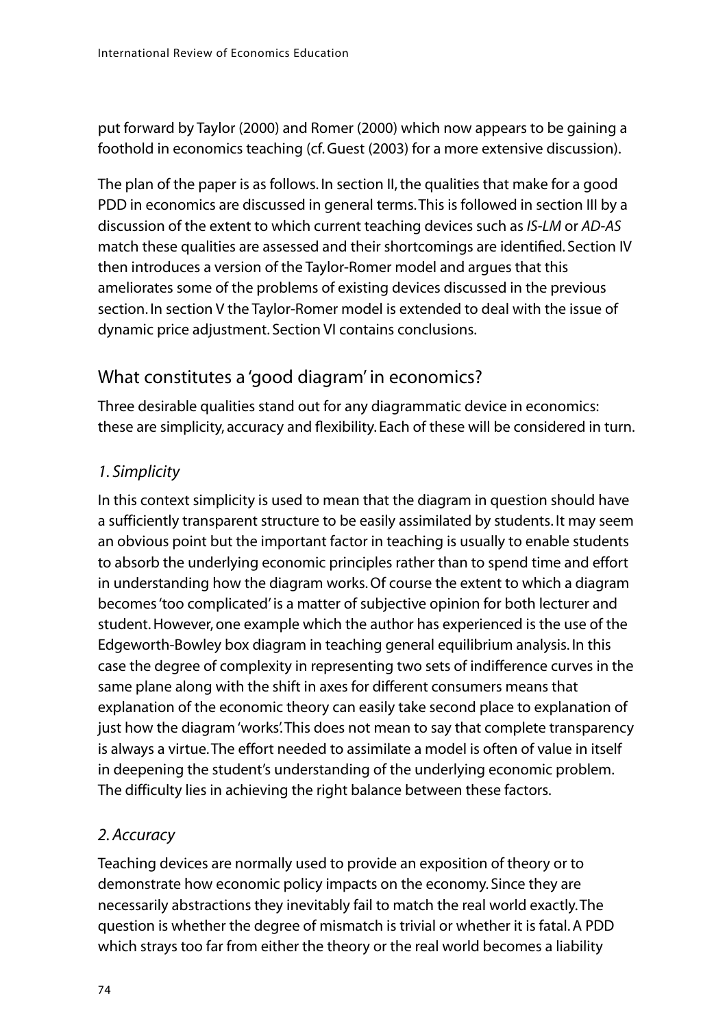put forward by Taylor (2000) and Romer (2000) which now appears to be gaining a foothold in economics teaching (cf. Guest (2003) for a more extensive discussion).

The plan of the paper is as follows. In section II, the qualities that make for a good PDD in economics are discussed in general terms. This is followed in section III by a discussion of the extent to which current teaching devices such as *IS-LM* or *AD-AS* match these qualities are assessed and their shortcomings are identified. Section IV then introduces a version of the Taylor-Romer model and argues that this ameliorates some of the problems of existing devices discussed in the previous section. In section V the Taylor-Romer model is extended to deal with the issue of dynamic price adjustment. Section VI contains conclusions.

## What constitutes a 'good diagram' in economics?

Three desirable qualities stand out for any diagrammatic device in economics: these are simplicity, accuracy and flexibility. Each of these will be considered in turn.

### *1. Simplicity*

In this context simplicity is used to mean that the diagram in question should have a sufficiently transparent structure to be easily assimilated by students. It may seem an obvious point but the important factor in teaching is usually to enable students to absorb the underlying economic principles rather than to spend time and effort in understanding how the diagram works. Of course the extent to which a diagram becomes 'too complicated' is a matter of subjective opinion for both lecturer and student. However, one example which the author has experienced is the use of the Edgeworth-Bowley box diagram in teaching general equilibrium analysis. In this case the degree of complexity in representing two sets of indifference curves in the same plane along with the shift in axes for different consumers means that explanation of the economic theory can easily take second place to explanation of just how the diagram 'works'. This does not mean to say that complete transparency is always a virtue. The effort needed to assimilate a model is often of value in itself in deepening the student's understanding of the underlying economic problem. The difficulty lies in achieving the right balance between these factors.

### *2. Accuracy*

Teaching devices are normally used to provide an exposition of theory or to demonstrate how economic policy impacts on the economy. Since they are necessarily abstractions they inevitably fail to match the real world exactly. The question is whether the degree of mismatch is trivial or whether it is fatal. A PDD which strays too far from either the theory or the real world becomes a liability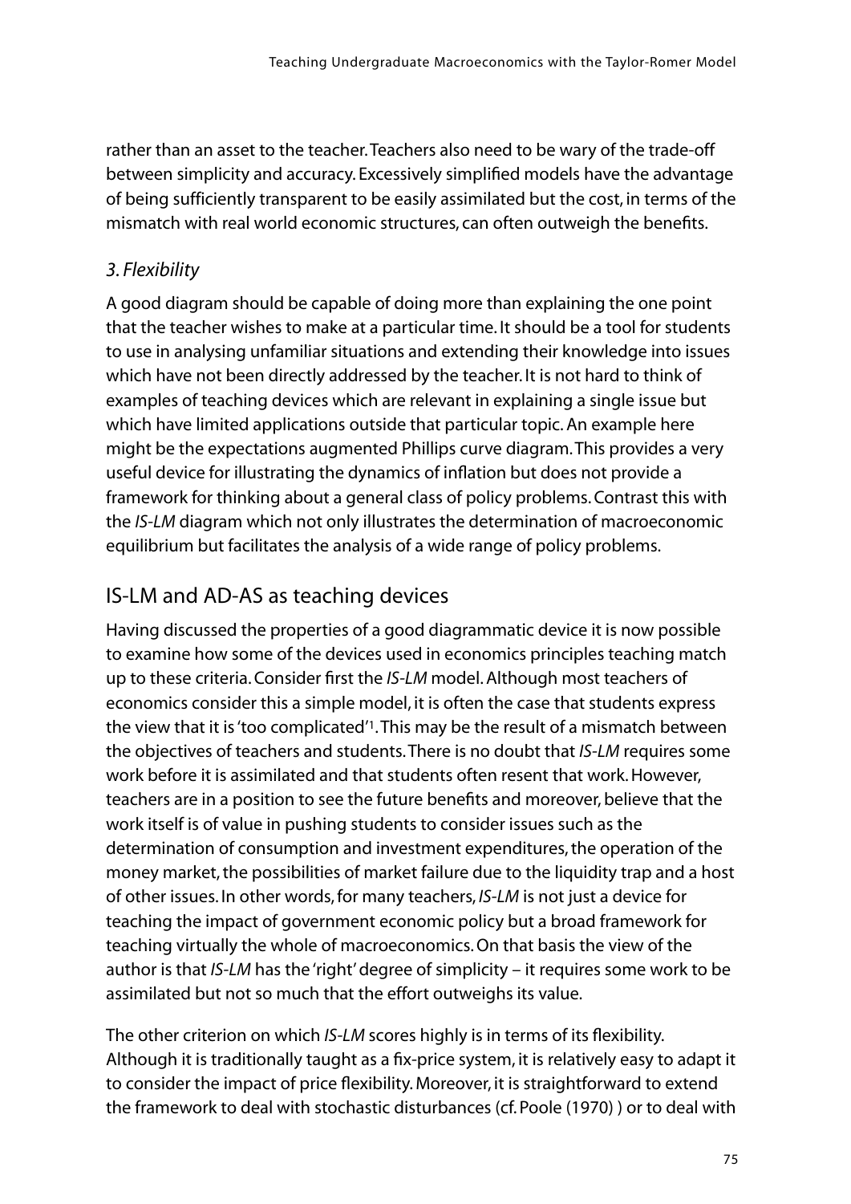rather than an asset to the teacher. Teachers also need to be wary of the trade-off between simplicity and accuracy. Excessively simplified models have the advantage of being sufficiently transparent to be easily assimilated but the cost, in terms of the mismatch with real world economic structures, can often outweigh the benefits.

### *3. Flexibility*

A good diagram should be capable of doing more than explaining the one point that the teacher wishes to make at a particular time. It should be a tool for students to use in analysing unfamiliar situations and extending their knowledge into issues which have not been directly addressed by the teacher. It is not hard to think of examples of teaching devices which are relevant in explaining a single issue but which have limited applications outside that particular topic. An example here might be the expectations augmented Phillips curve diagram. This provides a very useful device for illustrating the dynamics of inflation but does not provide a framework for thinking about a general class of policy problems. Contrast this with the *IS-LM* diagram which not only illustrates the determination of macroeconomic equilibrium but facilitates the analysis of a wide range of policy problems.

## IS-LM and AD-AS as teaching devices

Having discussed the properties of a good diagrammatic device it is now possible to examine how some of the devices used in economics principles teaching match up to these criteria. Consider first the *IS-LM* model. Although most teachers of economics consider this a simple model, it is often the case that students express the view that it is 'too complicated'[1]. This may be the result of a mismatch between the objectives of teachers and students. There is no doubt that *IS-LM* requires some work before it is assimilated and that students often resent that work. However, teachers are in a position to see the future benefits and moreover, believe that the work itself is of value in pushing students to consider issues such as the determination of consumption and investment expenditures, the operation of the money market, the possibilities of market failure due to the liquidity trap and a host of other issues. In other words, for many teachers, *IS-LM* is not just a device for teaching the impact of government economic policy but a broad framework for teaching virtually the whole of macroeconomics. On that basis the view of the author is that *IS-LM* has the 'right' degree of simplicity – it requires some work to be assimilated but not so much that the effort outweighs its value.

The other criterion on which *IS-LM* scores highly is in terms of its flexibility. Although it is traditionally taught as a fix-price system, it is relatively easy to adapt it to consider the impact of price flexibility. Moreover, it is straightforward to extend the framework to deal with stochastic disturbances (cf. Poole (1970) ) or to deal with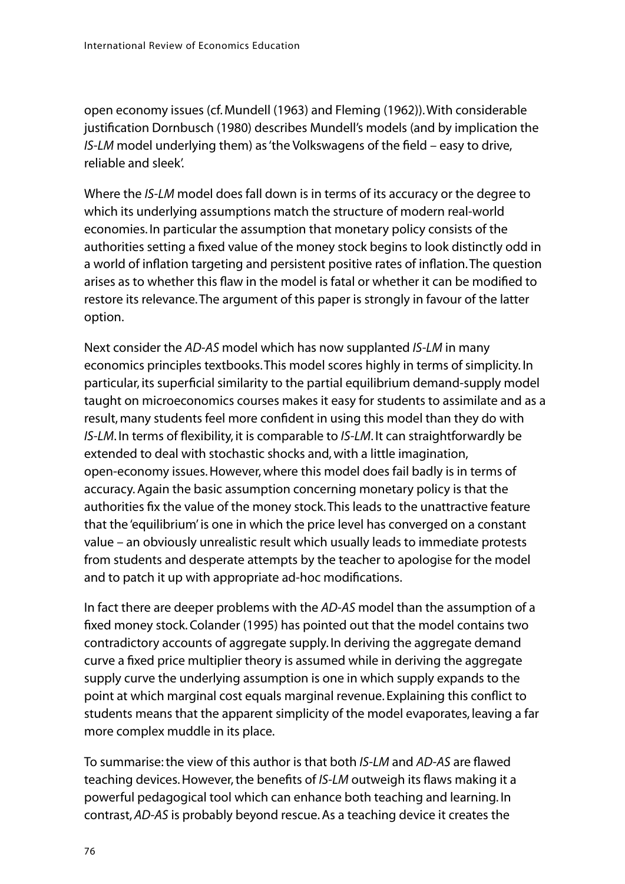open economy issues (cf. Mundell (1963) and Fleming (1962)). With considerable justification Dornbusch (1980) describes Mundell's models (and by implication the *IS-LM* model underlying them) as 'the Volkswagens of the field – easy to drive, reliable and sleek'.

Where the *IS-LM* model does fall down is in terms of its accuracy or the degree to which its underlying assumptions match the structure of modern real-world economies. In particular the assumption that monetary policy consists of the authorities setting a fixed value of the money stock begins to look distinctly odd in a world of inflation targeting and persistent positive rates of inflation. The question arises as to whether this flaw in the model is fatal or whether it can be modified to restore its relevance. The argument of this paper is strongly in favour of the latter option.

Next consider the *AD-AS* model which has now supplanted *IS-LM* in many economics principles textbooks. This model scores highly in terms of simplicity. In particular, its superficial similarity to the partial equilibrium demand-supply model taught on microeconomics courses makes it easy for students to assimilate and as a result, many students feel more confident in using this model than they do with *IS-LM*. In terms of flexibility, it is comparable to *IS-LM*. It can straightforwardly be extended to deal with stochastic shocks and, with a little imagination, open-economy issues. However, where this model does fail badly is in terms of accuracy. Again the basic assumption concerning monetary policy is that the authorities fix the value of the money stock. This leads to the unattractive feature that the 'equilibrium' is one in which the price level has converged on a constant value – an obviously unrealistic result which usually leads to immediate protests from students and desperate attempts by the teacher to apologise for the model and to patch it up with appropriate ad-hoc modifications.

In fact there are deeper problems with the *AD-AS* model than the assumption of a fixed money stock. Colander (1995) has pointed out that the model contains two contradictory accounts of aggregate supply. In deriving the aggregate demand curve a fixed price multiplier theory is assumed while in deriving the aggregate supply curve the underlying assumption is one in which supply expands to the point at which marginal cost equals marginal revenue. Explaining this conflict to students means that the apparent simplicity of the model evaporates, leaving a far more complex muddle in its place.

To summarise: the view of this author is that both *IS-LM* and *AD-AS* are flawed teaching devices. However, the benefits of *IS-LM* outweigh its flaws making it a powerful pedagogical tool which can enhance both teaching and learning. In contrast, *AD-AS* is probably beyond rescue. As a teaching device it creates the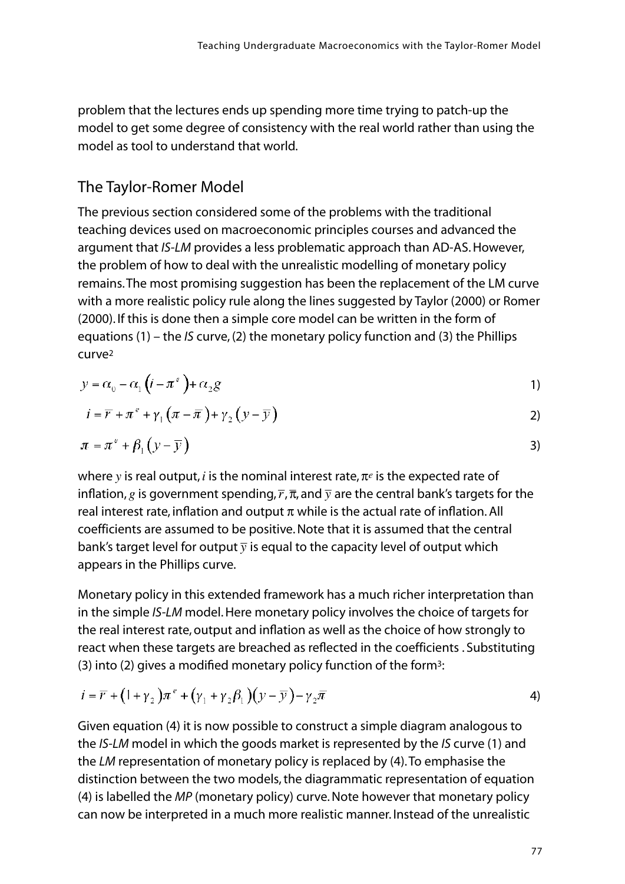problem that the lectures ends up spending more time trying to patch-up the model to get some degree of consistency with the real world rather than using the model as tool to understand that world.

## The Taylor-Romer Model

The previous section considered some of the problems with the traditional teaching devices used on macroeconomic principles courses and advanced the argument that *IS-LM* provides a less problematic approach than AD-AS. However, the problem of how to deal with the unrealistic modelling of monetary policy remains. The most promising suggestion has been the replacement of the LM curve with a more realistic policy rule along the lines suggested by Taylor (2000) or Romer (2000). If this is done then a simple core model can be written in the form of equations (1) – the *IS* curve, (2) the monetary policy function and (3) the Phillips curve[2]

$$y = \alpha_0 - \alpha_1\left(i - \pi^e\right) + \alpha_2 g \tag{1}$$

$$i = \bar{r} + \pi^e + \gamma_1\left(\pi - \bar{\pi}\right) + \gamma_2\left(y - \bar{y}\right) \tag{2}$$

$$\pi = \pi^e + \beta_1\left(y - \bar{y}\right) \tag{3}$$

where $y$ is real output, $i$ is the nominal interest rate, $\pi^e$ is the expected rate of inflation, $g$ is government spending, $\bar{r}$, $\bar{\pi}$, and $\bar{y}$ are the central bank's targets for the real interest rate, inflation and output $\pi$ while is the actual rate of inflation. All coefficients are assumed to be positive. Note that it is assumed that the central bank's target level for output $\bar{y}$ is equal to the capacity level of output which appears in the Phillips curve.

Monetary policy in this extended framework has a much richer interpretation than in the simple *IS-LM* model. Here monetary policy involves the choice of targets for the real interest rate, output and inflation as well as the choice of how strongly to react when these targets are breached as reflected in the coefficients . Substituting (3) into (2) gives a modified monetary policy function of the form[3]:

$$i = \bar{r} + \left(1 + \gamma_2\right)\pi^e + \left(\gamma_1 + \gamma_2\beta_1\right)\left(y - \bar{y}\right) - \gamma_2\bar{\pi} \tag{4}$$

Given equation (4) it is now possible to construct a simple diagram analogous to the *IS-LM* model in which the goods market is represented by the *IS* curve (1) and the *LM* representation of monetary policy is replaced by (4). To emphasise the distinction between the two models, the diagrammatic representation of equation (4) is labelled the *MP* (monetary policy) curve. Note however that monetary policy can now be interpreted in a much more realistic manner. Instead of the unrealistic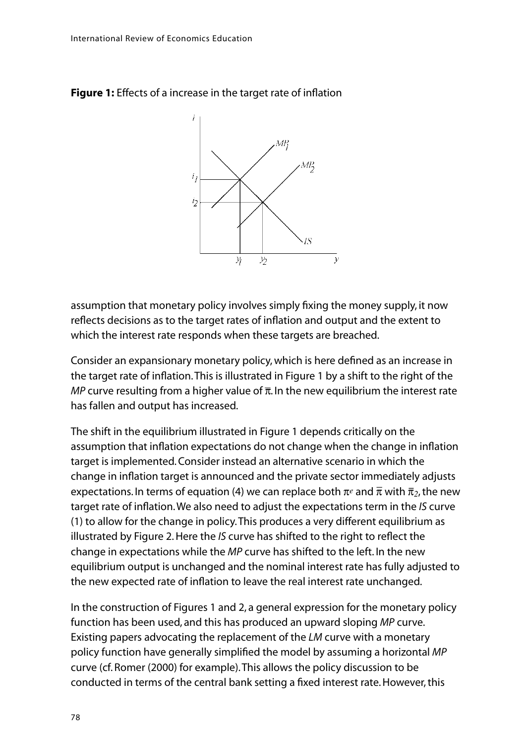**Figure 1:** Effects of a increase in the target rate of inflation

assumption that monetary policy involves simply fixing the money supply, it now reflects decisions as to the target rates of inflation and output and the extent to which the interest rate responds when these targets are breached.

Consider an expansionary monetary policy, which is here defined as an increase in the target rate of inflation. This is illustrated in Figure 1 by a shift to the right of the *MP* curve resulting from a higher value of $\bar{\pi}$. In the new equilibrium the interest rate has fallen and output has increased.

The shift in the equilibrium illustrated in Figure 1 depends critically on the assumption that inflation expectations do not change when the change in inflation target is implemented. Consider instead an alternative scenario in which the change in inflation target is announced and the private sector immediately adjusts expectations. In terms of equation (4) we can replace both $\pi^e$ and $\bar{\pi}$ with $\bar{\pi}_2$, the new target rate of inflation. We also need to adjust the expectations term in the *IS* curve (1) to allow for the change in policy. This produces a very different equilibrium as illustrated by Figure 2. Here the *IS* curve has shifted to the right to reflect the change in expectations while the *MP* curve has shifted to the left. In the new equilibrium output is unchanged and the nominal interest rate has fully adjusted to the new expected rate of inflation to leave the real interest rate unchanged.

In the construction of Figures 1 and 2, a general expression for the monetary policy function has been used, and this has produced an upward sloping *MP* curve. Existing papers advocating the replacement of the *LM* curve with a monetary policy function have generally simplified the model by assuming a horizontal *MP* curve (cf. Romer (2000) for example). This allows the policy discussion to be conducted in terms of the central bank setting a fixed interest rate. However, this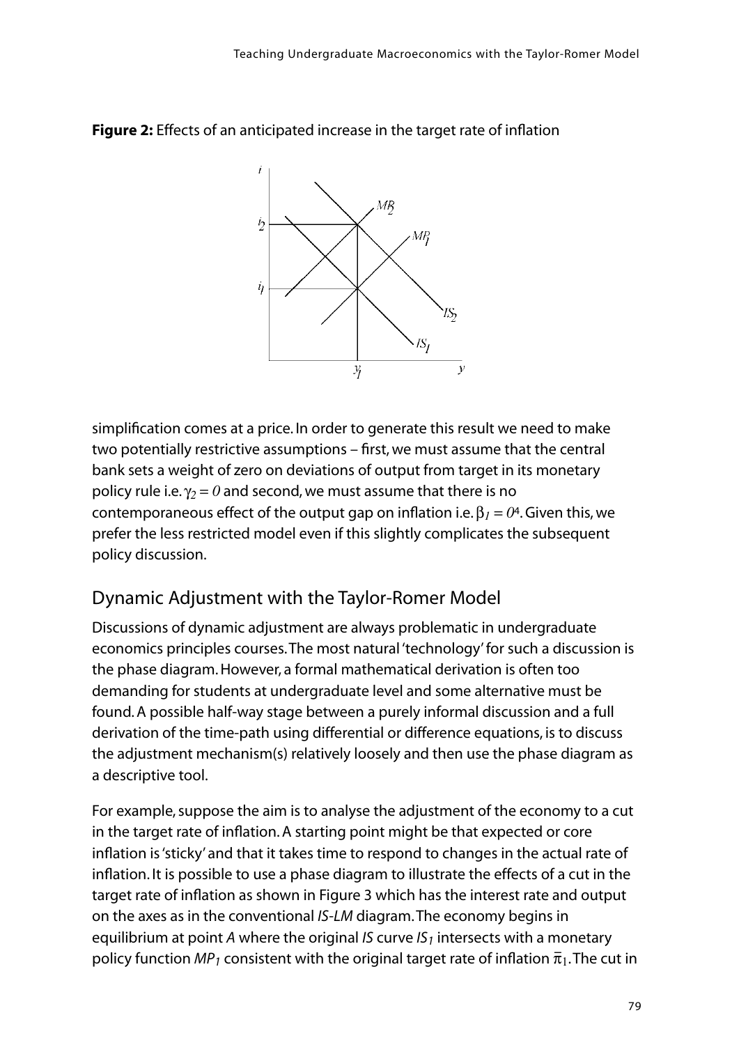**Figure 2:** Effects of an anticipated increase in the target rate of inflation

simplification comes at a price. In order to generate this result we need to make two potentially restrictive assumptions – first, we must assume that the central bank sets a weight of zero on deviations of output from target in its monetary policy rule i.e. $\gamma_2 = 0$ and second, we must assume that there is no contemporaneous effect of the output gap on inflation i.e. $\beta_1 = 0$[4]. Given this, we prefer the less restricted model even if this slightly complicates the subsequent policy discussion.

## Dynamic Adjustment with the Taylor-Romer Model

Discussions of dynamic adjustment are always problematic in undergraduate economics principles courses. The most natural 'technology' for such a discussion is the phase diagram. However, a formal mathematical derivation is often too demanding for students at undergraduate level and some alternative must be found. A possible half-way stage between a purely informal discussion and a full derivation of the time-path using differential or difference equations, is to discuss the adjustment mechanism(s) relatively loosely and then use the phase diagram as a descriptive tool.

For example, suppose the aim is to analyse the adjustment of the economy to a cut in the target rate of inflation. A starting point might be that expected or core inflation is 'sticky' and that it takes time to respond to changes in the actual rate of inflation. It is possible to use a phase diagram to illustrate the effects of a cut in the target rate of inflation as shown in Figure 3 which has the interest rate and output on the axes as in the conventional *IS-LM* diagram. The economy begins in equilibrium at point *A* where the original *IS* curve $IS_1$ intersects with a monetary policy function $MP_1$ consistent with the original target rate of inflation $\bar{\pi}_1$. The cut in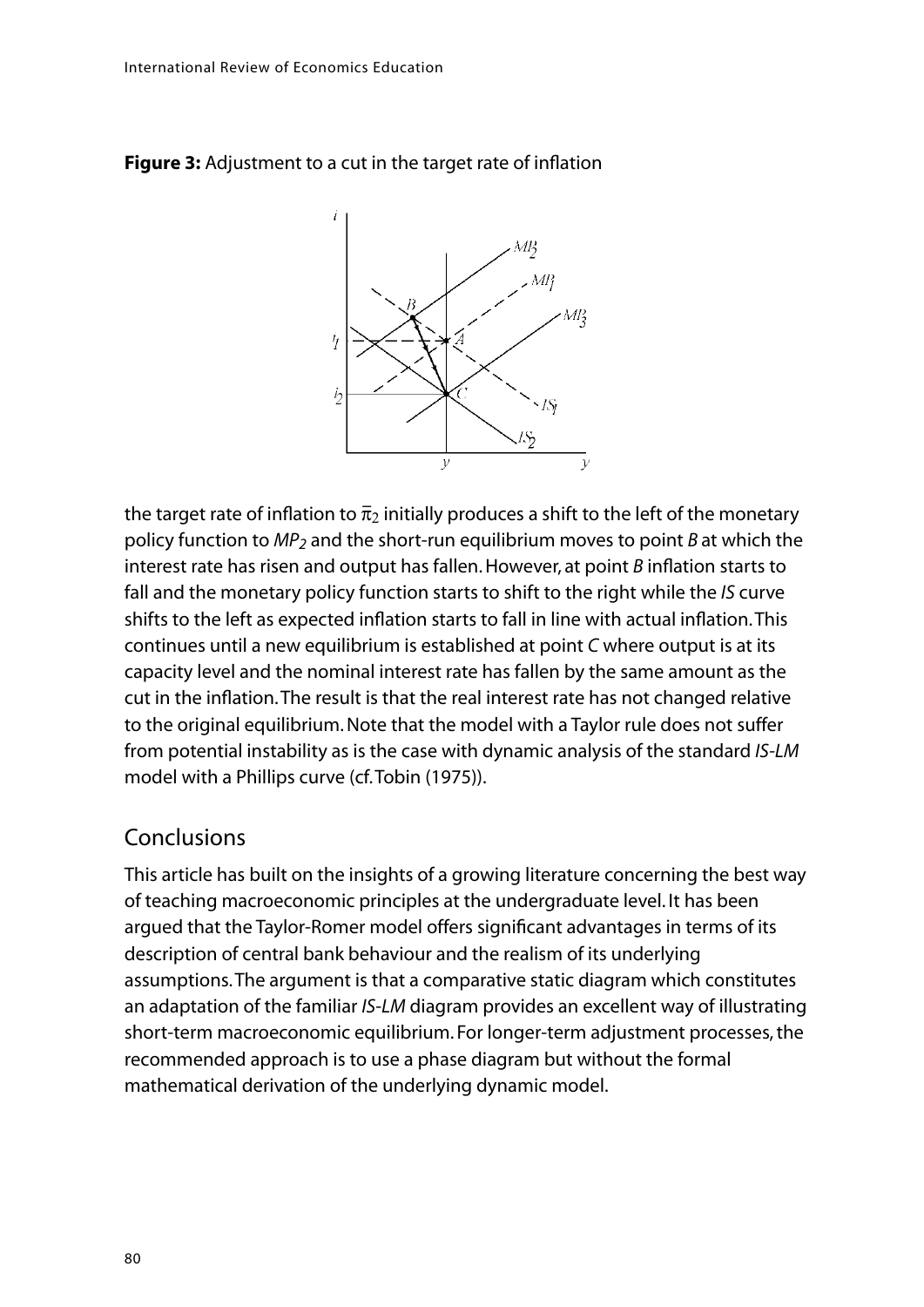**Figure 3:** Adjustment to a cut in the target rate of inflation

the target rate of inflation to $\bar{\pi}_2$ initially produces a shift to the left of the monetary policy function to $MP_2$ and the short-run equilibrium moves to point *B* at which the interest rate has risen and output has fallen. However, at point *B* inflation starts to fall and the monetary policy function starts to shift to the right while the *IS* curve shifts to the left as expected inflation starts to fall in line with actual inflation. This continues until a new equilibrium is established at point *C* where output is at its capacity level and the nominal interest rate has fallen by the same amount as the cut in the inflation. The result is that the real interest rate has not changed relative to the original equilibrium. Note that the model with a Taylor rule does not suffer from potential instability as is the case with dynamic analysis of the standard *IS-LM* model with a Phillips curve (cf. Tobin (1975)).

## Conclusions

This article has built on the insights of a growing literature concerning the best way of teaching macroeconomic principles at the undergraduate level. It has been argued that the Taylor-Romer model offers significant advantages in terms of its description of central bank behaviour and the realism of its underlying assumptions. The argument is that a comparative static diagram which constitutes an adaptation of the familiar *IS-LM* diagram provides an excellent way of illustrating short-term macroeconomic equilibrium. For longer-term adjustment processes, the recommended approach is to use a phase diagram but without the formal mathematical derivation of the underlying dynamic model.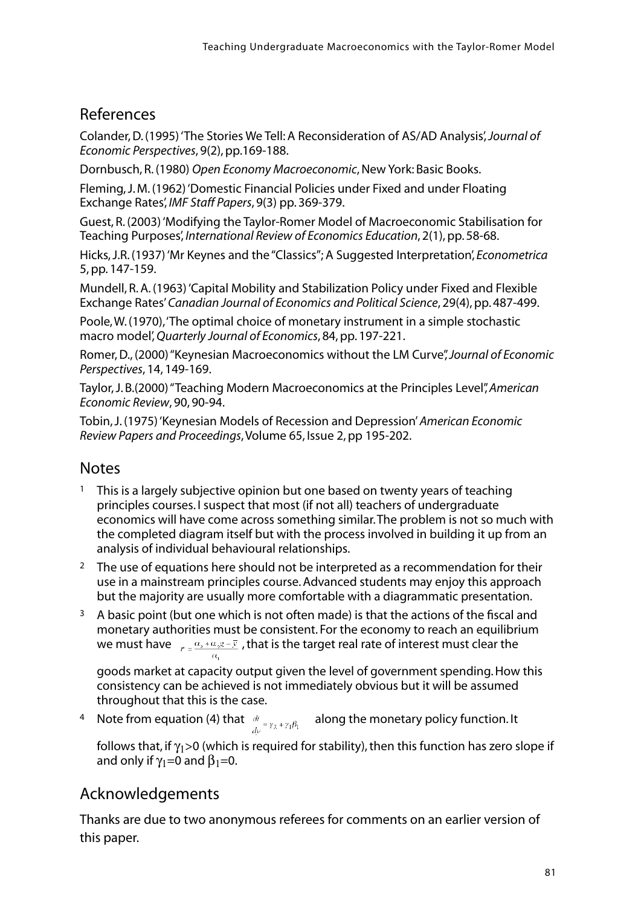## References

Colander, D. (1995) 'The Stories We Tell: A Reconsideration of AS/AD Analysis', *Journal of Economic Perspectives*, 9(2), pp.169-188.

Dornbusch, R. (1980) *Open Economy Macroeconomic*, New York: Basic Books.

Fleming, J. M. (1962) 'Domestic Financial Policies under Fixed and under Floating Exchange Rates', *IMF Staff Papers*, 9(3) pp. 369-379.

Guest, R. (2003) 'Modifying the Taylor-Romer Model of Macroeconomic Stabilisation for Teaching Purposes', *International Review of Economics Education*, 2(1), pp. 58-68.

Hicks, J.R. (1937) 'Mr Keynes and the "Classics"; A Suggested Interpretation', *Econometrica* 5, pp. 147-159.

Mundell, R. A. (1963) 'Capital Mobility and Stabilization Policy under Fixed and Flexible Exchange Rates' *Canadian Journal of Economics and Political Science*, 29(4), pp. 487-499.

Poole, W. (1970), 'The optimal choice of monetary instrument in a simple stochastic macro model', *Quarterly Journal of Economics*, 84, pp. 197-221.

Romer, D., (2000) "Keynesian Macroeconomics without the LM Curve", *Journal of Economic Perspectives*, 14, 149-169.

Taylor, J. B.(2000) "Teaching Modern Macroeconomics at the Principles Level", *American Economic Review*, 90, 90-94.

Tobin, J. (1975) 'Keynesian Models of Recession and Depression' *American Economic Review Papers and Proceedings*, Volume 65, Issue 2, pp 195-202.

## Notes

[1] This is a largely subjective opinion but one based on twenty years of teaching principles courses. I suspect that most (if not all) teachers of undergraduate economics will have come across something similar. The problem is not so much with the completed diagram itself but with the process involved in building it up from an analysis of individual behavioural relationships.

[2] The use of equations here should not be interpreted as a recommendation for their use in a mainstream principles course. Advanced students may enjoy this approach but the majority are usually more comfortable with a diagrammatic presentation.

[3] A basic point (but one which is not often made) is that the actions of the fiscal and monetary authorities must be consistent. For the economy to reach an equilibrium we must have $r^* = \frac{\alpha_2 + \alpha_3 g - \bar{y}}{\alpha_1}$, that is the target real rate of interest must clear the goods market at capacity output given the level of government spending. How this consistency can be achieved is not immediately obvious but it will be assumed throughout that this is the case.

[4] Note from equation (4) that $\frac{di}{dy} = \gamma_2 + \gamma_1 \beta_1$ along the monetary policy function. It follows that, if $\gamma_1 > 0$ (which is required for stability), then this function has zero slope if and only if $\gamma_1 = 0$ and $\beta_1 = 0$.

## Acknowledgements

Thanks are due to two anonymous referees for comments on an earlier version of this paper.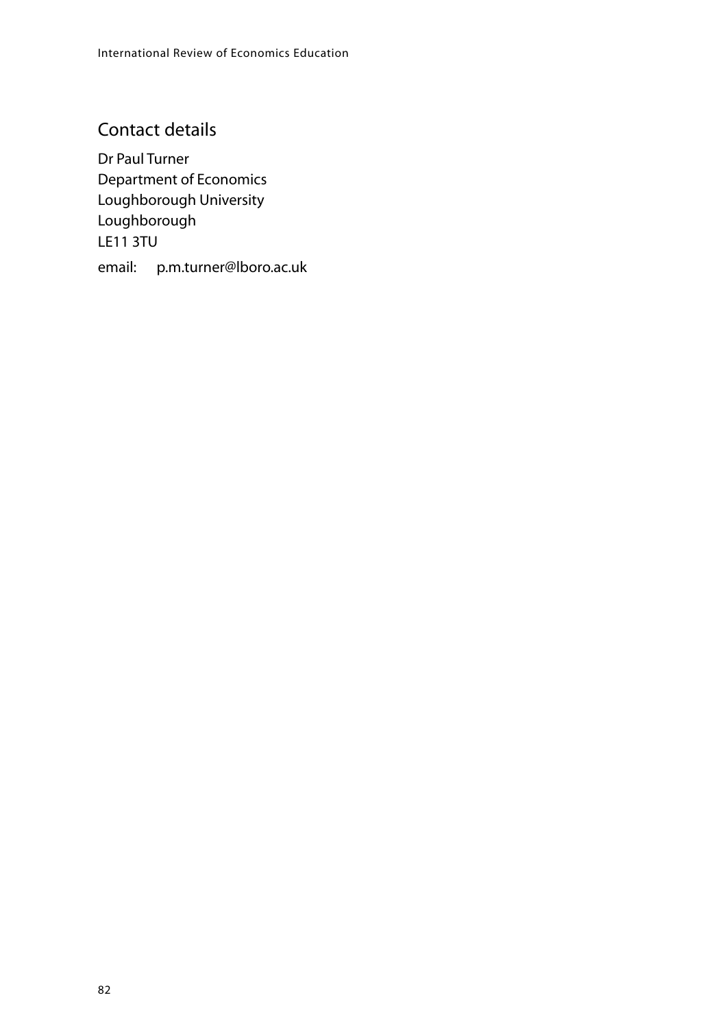## Contact details

Dr Paul Turner
Department of Economics
Loughborough University
Loughborough
LE11 3TU

email: p.m.turner@lboro.ac.uk